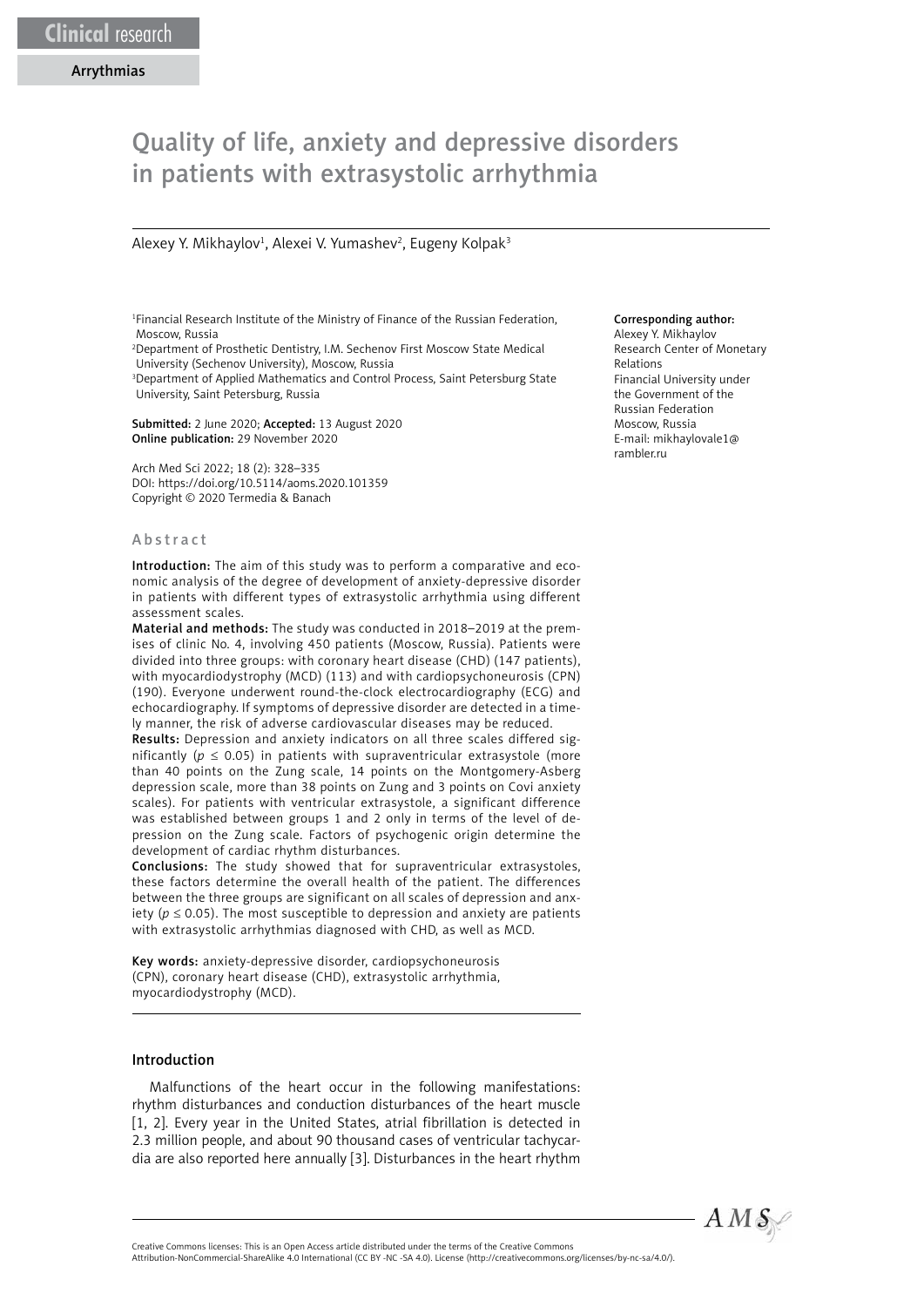Clinical research

Arrythmias

# Quality of life, anxiety and depressive disorders in patients with extrasystolic arrhythmia

Alexey Y. Mikhaylov[1], Alexei V. Yumashev[2], Eugeny Kolpak[3]

[1]Financial Research Institute of the Ministry of Finance of the Russian Federation, Moscow, Russia
[2]Department of Prosthetic Dentistry, I.M. Sechenov First Moscow State Medical University (Sechenov University), Moscow, Russia
[3]Department of Applied Mathematics and Control Process, Saint Petersburg State University, Saint Petersburg, Russia

**Submitted:** 2 June 2020; **Accepted:** 13 August 2020
**Online publication:** 29 November 2020

Arch Med Sci 2022; 18 (2): 328–335
DOI: https://doi.org/10.5114/aoms.2020.101359
Copyright © 2020 Termedia & Banach

**Corresponding author:**
Alexey Y. Mikhaylov
Research Center of Monetary Relations
Financial University under the Government of the Russian Federation
Moscow, Russia
E-mail: mikhaylovale1@rambler.ru

## Abstract

**Introduction:** The aim of this study was to perform a comparative and economic analysis of the degree of development of anxiety-depressive disorder in patients with different types of extrasystolic arrhythmia using different assessment scales.

**Material and methods:** The study was conducted in 2018–2019 at the premises of clinic No. 4, involving 450 patients (Moscow, Russia). Patients were divided into three groups: with coronary heart disease (CHD) (147 patients), with myocardiodystrophy (MCD) (113) and with cardiopsychoneurosis (CPN) (190). Everyone underwent round-the-clock electrocardiography (ECG) and echocardiography. If symptoms of depressive disorder are detected in a timely manner, the risk of adverse cardiovascular diseases may be reduced.

**Results:** Depression and anxiety indicators on all three scales differed significantly ($p \leq 0.05$) in patients with supraventricular extrasystole (more than 40 points on the Zung scale, 14 points on the Montgomery-Asberg depression scale, more than 38 points on Zung and 3 points on Covi anxiety scales). For patients with ventricular extrasystole, a significant difference was established between groups 1 and 2 only in terms of the level of depression on the Zung scale. Factors of psychogenic origin determine the development of cardiac rhythm disturbances.

**Conclusions:** The study showed that for supraventricular extrasystoles, these factors determine the overall health of the patient. The differences between the three groups are significant on all scales of depression and anxiety ($p \leq 0.05$). The most susceptible to depression and anxiety are patients with extrasystolic arrhythmias diagnosed with CHD, as well as MCD.

**Key words:** anxiety-depressive disorder, cardiopsychoneurosis (CPN), coronary heart disease (CHD), extrasystolic arrhythmia, myocardiodystrophy (MCD).

## Introduction

Malfunctions of the heart occur in the following manifestations: rhythm disturbances and conduction disturbances of the heart muscle [1, 2]. Every year in the United States, atrial fibrillation is detected in 2.3 million people, and about 90 thousand cases of ventricular tachycardia are also reported here annually [3]. Disturbances in the heart rhythm

Creative Commons licenses: This is an Open Access article distributed under the terms of the Creative Commons Attribution-NonCommercial-ShareAlike 4.0 International (CC BY -NC -SA 4.0). License (http://creativecommons.org/licenses/by-nc-sa/4.0/).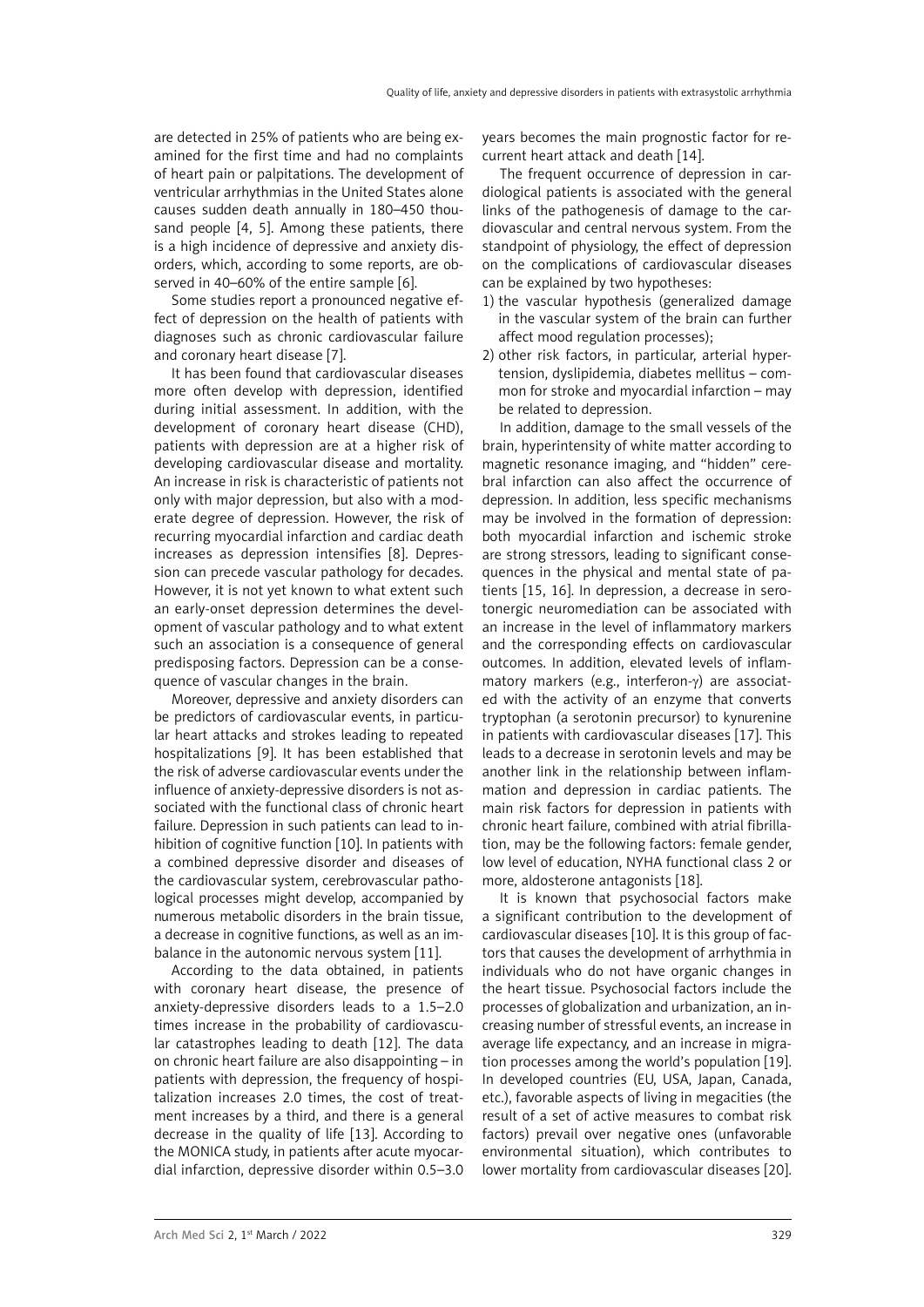are detected in 25% of patients who are being examined for the first time and had no complaints of heart pain or palpitations. The development of ventricular arrhythmias in the United States alone causes sudden death annually in 180–450 thousand people [4, 5]. Among these patients, there is a high incidence of depressive and anxiety disorders, which, according to some reports, are observed in 40–60% of the entire sample [6].

Some studies report a pronounced negative effect of depression on the health of patients with diagnoses such as chronic cardiovascular failure and coronary heart disease [7].

It has been found that cardiovascular diseases more often develop with depression, identified during initial assessment. In addition, with the development of coronary heart disease (CHD), patients with depression are at a higher risk of developing cardiovascular disease and mortality. An increase in risk is characteristic of patients not only with major depression, but also with a moderate degree of depression. However, the risk of recurring myocardial infarction and cardiac death increases as depression intensifies [8]. Depression can precede vascular pathology for decades. However, it is not yet known to what extent such an early-onset depression determines the development of vascular pathology and to what extent such an association is a consequence of general predisposing factors. Depression can be a consequence of vascular changes in the brain.

Moreover, depressive and anxiety disorders can be predictors of cardiovascular events, in particular heart attacks and strokes leading to repeated hospitalizations [9]. It has been established that the risk of adverse cardiovascular events under the influence of anxiety-depressive disorders is not associated with the functional class of chronic heart failure. Depression in such patients can lead to inhibition of cognitive function [10]. In patients with a combined depressive disorder and diseases of the cardiovascular system, cerebrovascular pathological processes might develop, accompanied by numerous metabolic disorders in the brain tissue, a decrease in cognitive functions, as well as an imbalance in the autonomic nervous system [11].

According to the data obtained, in patients with coronary heart disease, the presence of anxiety-depressive disorders leads to a 1.5–2.0 times increase in the probability of cardiovascular catastrophes leading to death [12]. The data on chronic heart failure are also disappointing – in patients with depression, the frequency of hospitalization increases 2.0 times, the cost of treatment increases by a third, and there is a general decrease in the quality of life [13]. According to the MONICA study, in patients after acute myocardial infarction, depressive disorder within 0.5–3.0 years becomes the main prognostic factor for recurrent heart attack and death [14].

The frequent occurrence of depression in cardiological patients is associated with the general links of the pathogenesis of damage to the cardiovascular and central nervous system. From the standpoint of physiology, the effect of depression on the complications of cardiovascular diseases can be explained by two hypotheses:

1) the vascular hypothesis (generalized damage in the vascular system of the brain can further affect mood regulation processes);
2) other risk factors, in particular, arterial hypertension, dyslipidemia, diabetes mellitus – common for stroke and myocardial infarction – may be related to depression.

In addition, damage to the small vessels of the brain, hyperintensity of white matter according to magnetic resonance imaging, and "hidden" cerebral infarction can also affect the occurrence of depression. In addition, less specific mechanisms may be involved in the formation of depression: both myocardial infarction and ischemic stroke are strong stressors, leading to significant consequences in the physical and mental state of patients [15, 16]. In depression, a decrease in serotonergic neuromediation can be associated with an increase in the level of inflammatory markers and the corresponding effects on cardiovascular outcomes. In addition, elevated levels of inflammatory markers (e.g., interferon-γ) are associated with the activity of an enzyme that converts tryptophan (a serotonin precursor) to kynurenine in patients with cardiovascular diseases [17]. This leads to a decrease in serotonin levels and may be another link in the relationship between inflammation and depression in cardiac patients. The main risk factors for depression in patients with chronic heart failure, combined with atrial fibrillation, may be the following factors: female gender, low level of education, NYHA functional class 2 or more, aldosterone antagonists [18].

It is known that psychosocial factors make a significant contribution to the development of cardiovascular diseases [10]. It is this group of factors that causes the development of arrhythmia in individuals who do not have organic changes in the heart tissue. Psychosocial factors include the processes of globalization and urbanization, an increasing number of stressful events, an increase in average life expectancy, and an increase in migration processes among the world's population [19]. In developed countries (EU, USA, Japan, Canada, etc.), favorable aspects of living in megacities (the result of a set of active measures to combat risk factors) prevail over negative ones (unfavorable environmental situation), which contributes to lower mortality from cardiovascular diseases [20].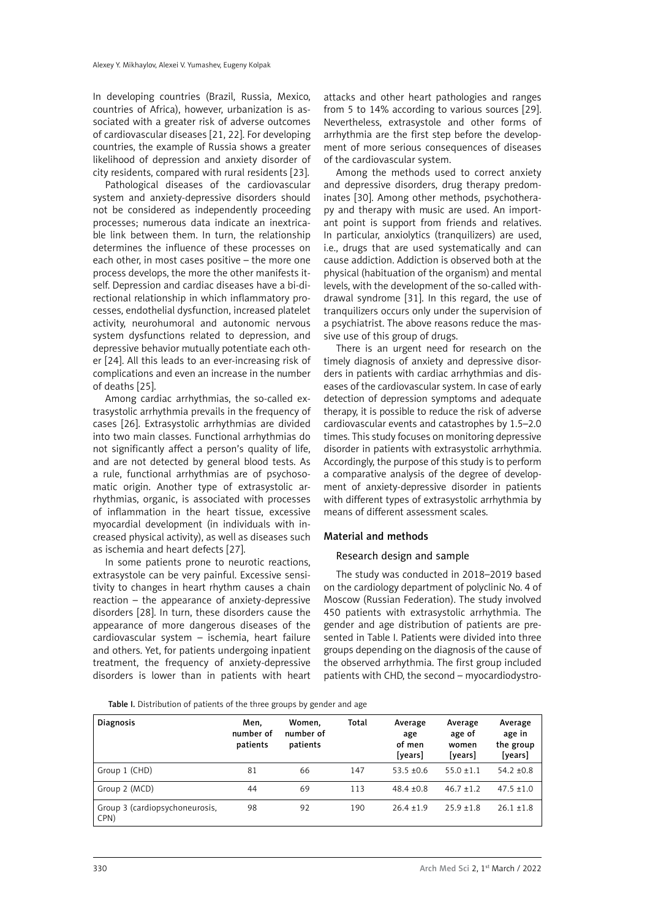In developing countries (Brazil, Russia, Mexico, countries of Africa), however, urbanization is associated with a greater risk of adverse outcomes of cardiovascular diseases [21, 22]. For developing countries, the example of Russia shows a greater likelihood of depression and anxiety disorder of city residents, compared with rural residents [23].

Pathological diseases of the cardiovascular system and anxiety-depressive disorders should not be considered as independently proceeding processes; numerous data indicate an inextricable link between them. In turn, the relationship determines the influence of these processes on each other, in most cases positive – the more one process develops, the more the other manifests itself. Depression and cardiac diseases have a bi-directional relationship in which inflammatory processes, endothelial dysfunction, increased platelet activity, neurohumoral and autonomic nervous system dysfunctions related to depression, and depressive behavior mutually potentiate each other [24]. All this leads to an ever-increasing risk of complications and even an increase in the number of deaths [25].

Among cardiac arrhythmias, the so-called extrasystolic arrhythmia prevails in the frequency of cases [26]. Extrasystolic arrhythmias are divided into two main classes. Functional arrhythmias do not significantly affect a person's quality of life, and are not detected by general blood tests. As a rule, functional arrhythmias are of psychosomatic origin. Another type of extrasystolic arrhythmias, organic, is associated with processes of inflammation in the heart tissue, excessive myocardial development (in individuals with increased physical activity), as well as diseases such as ischemia and heart defects [27].

In some patients prone to neurotic reactions, extrasystole can be very painful. Excessive sensitivity to changes in heart rhythm causes a chain reaction – the appearance of anxiety-depressive disorders [28]. In turn, these disorders cause the appearance of more dangerous diseases of the cardiovascular system – ischemia, heart failure and others. Yet, for patients undergoing inpatient treatment, the frequency of anxiety-depressive disorders is lower than in patients with heart attacks and other heart pathologies and ranges from 5 to 14% according to various sources [29]. Nevertheless, extrasystole and other forms of arrhythmia are the first step before the development of more serious consequences of diseases of the cardiovascular system.

Among the methods used to correct anxiety and depressive disorders, drug therapy predominates [30]. Among other methods, psychotherapy and therapy with music are used. An important point is support from friends and relatives. In particular, anxiolytics (tranquilizers) are used, i.e., drugs that are used systematically and can cause addiction. Addiction is observed both at the physical (habituation of the organism) and mental levels, with the development of the so-called withdrawal syndrome [31]. In this regard, the use of tranquilizers occurs only under the supervision of a psychiatrist. The above reasons reduce the massive use of this group of drugs.

There is an urgent need for research on the timely diagnosis of anxiety and depressive disorders in patients with cardiac arrhythmias and diseases of the cardiovascular system. In case of early detection of depression symptoms and adequate therapy, it is possible to reduce the risk of adverse cardiovascular events and catastrophes by 1.5–2.0 times. This study focuses on monitoring depressive disorder in patients with extrasystolic arrhythmia. Accordingly, the purpose of this study is to perform a comparative analysis of the degree of development of anxiety-depressive disorder in patients with different types of extrasystolic arrhythmia by means of different assessment scales.

## Material and methods

### Research design and sample

The study was conducted in 2018–2019 based on the cardiology department of polyclinic No. 4 of Moscow (Russian Federation). The study involved 450 patients with extrasystolic arrhythmia. The gender and age distribution of patients are presented in Table I. Patients were divided into three groups depending on the diagnosis of the cause of the observed arrhythmia. The first group included patients with CHD, the second – myocardiodystro-

**Table I.** Distribution of patients of the three groups by gender and age

| Diagnosis | Men, number of patients | Women, number of patients | Total | Average age of men [years] | Average age of women [years] | Average age in the group [years] |
|---|---|---|---|---|---|---|
| Group 1 (CHD) | 81 | 66 | 147 | 53.5 ±0.6 | 55.0 ±1.1 | 54.2 ±0.8 |
| Group 2 (MCD) | 44 | 69 | 113 | 48.4 ±0.8 | 46.7 ±1.2 | 47.5 ±1.0 |
| Group 3 (cardiopsychoneurosis, CPN) | 98 | 92 | 190 | 26.4 ±1.9 | 25.9 ±1.8 | 26.1 ±1.8 |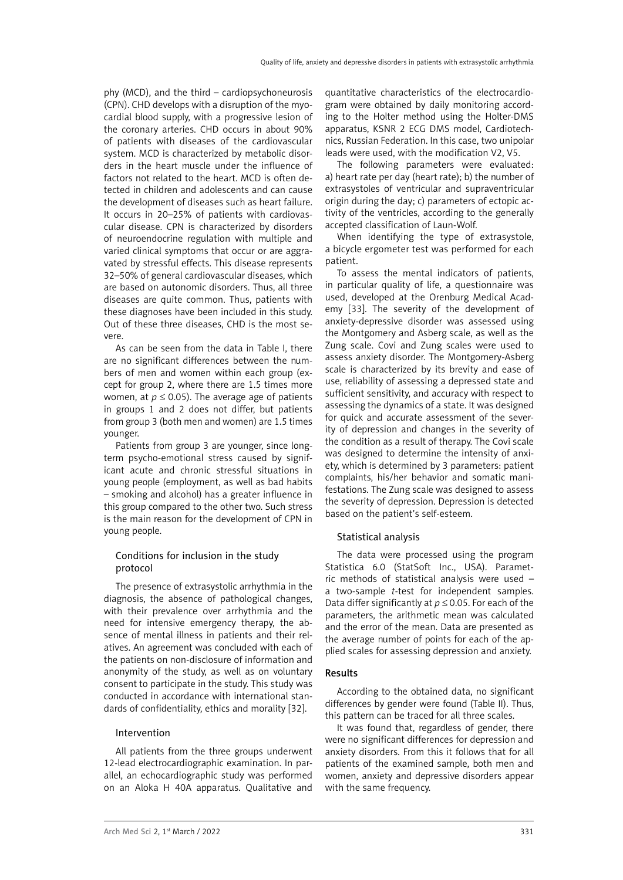phy (MCD), and the third – cardiopsychoneurosis (CPN). CHD develops with a disruption of the myocardial blood supply, with a progressive lesion of the coronary arteries. CHD occurs in about 90% of patients with diseases of the cardiovascular system. MCD is characterized by metabolic disorders in the heart muscle under the influence of factors not related to the heart. MCD is often detected in children and adolescents and can cause the development of diseases such as heart failure. It occurs in 20–25% of patients with cardiovascular disease. CPN is characterized by disorders of neuroendocrine regulation with multiple and varied clinical symptoms that occur or are aggravated by stressful effects. This disease represents 32–50% of general cardiovascular diseases, which are based on autonomic disorders. Thus, all three diseases are quite common. Thus, patients with these diagnoses have been included in this study. Out of these three diseases, CHD is the most severe.

As can be seen from the data in Table I, there are no significant differences between the numbers of men and women within each group (except for group 2, where there are 1.5 times more women, at $p \leq 0.05$). The average age of patients in groups 1 and 2 does not differ, but patients from group 3 (both men and women) are 1.5 times younger.

Patients from group 3 are younger, since long-term psycho-emotional stress caused by significant acute and chronic stressful situations in young people (employment, as well as bad habits – smoking and alcohol) has a greater influence in this group compared to the other two. Such stress is the main reason for the development of CPN in young people.

### Conditions for inclusion in the study protocol

The presence of extrasystolic arrhythmia in the diagnosis, the absence of pathological changes, with their prevalence over arrhythmia and the need for intensive emergency therapy, the absence of mental illness in patients and their relatives. An agreement was concluded with each of the patients on non-disclosure of information and anonymity of the study, as well as on voluntary consent to participate in the study. This study was conducted in accordance with international standards of confidentiality, ethics and morality [32].

### Intervention

All patients from the three groups underwent 12-lead electrocardiographic examination. In parallel, an echocardiographic study was performed on an Aloka H 40A apparatus. Qualitative and quantitative characteristics of the electrocardiogram were obtained by daily monitoring according to the Holter method using the Holter-DMS apparatus, KSNR 2 ECG DMS model, Cardiotechnics, Russian Federation. In this case, two unipolar leads were used, with the modification V2, V5.

The following parameters were evaluated: a) heart rate per day (heart rate); b) the number of extrasystoles of ventricular and supraventricular origin during the day; c) parameters of ectopic activity of the ventricles, according to the generally accepted classification of Laun-Wolf.

When identifying the type of extrasystole, a bicycle ergometer test was performed for each patient.

To assess the mental indicators of patients, in particular quality of life, a questionnaire was used, developed at the Orenburg Medical Academy [33]. The severity of the development of anxiety-depressive disorder was assessed using the Montgomery and Asberg scale, as well as the Zung scale. Covi and Zung scales were used to assess anxiety disorder. The Montgomery-Asberg scale is characterized by its brevity and ease of use, reliability of assessing a depressed state and sufficient sensitivity, and accuracy with respect to assessing the dynamics of a state. It was designed for quick and accurate assessment of the severity of depression and changes in the severity of the condition as a result of therapy. The Covi scale was designed to determine the intensity of anxiety, which is determined by 3 parameters: patient complaints, his/her behavior and somatic manifestations. The Zung scale was designed to assess the severity of depression. Depression is detected based on the patient's self-esteem.

### Statistical analysis

The data were processed using the program Statistica 6.0 (StatSoft Inc., USA). Parametric methods of statistical analysis were used – a two-sample *t*-test for independent samples. Data differ significantly at $p \leq 0.05$. For each of the parameters, the arithmetic mean was calculated and the error of the mean. Data are presented as the average number of points for each of the applied scales for assessing depression and anxiety.

## Results

According to the obtained data, no significant differences by gender were found (Table II). Thus, this pattern can be traced for all three scales.

It was found that, regardless of gender, there were no significant differences for depression and anxiety disorders. From this it follows that for all patients of the examined sample, both men and women, anxiety and depressive disorders appear with the same frequency.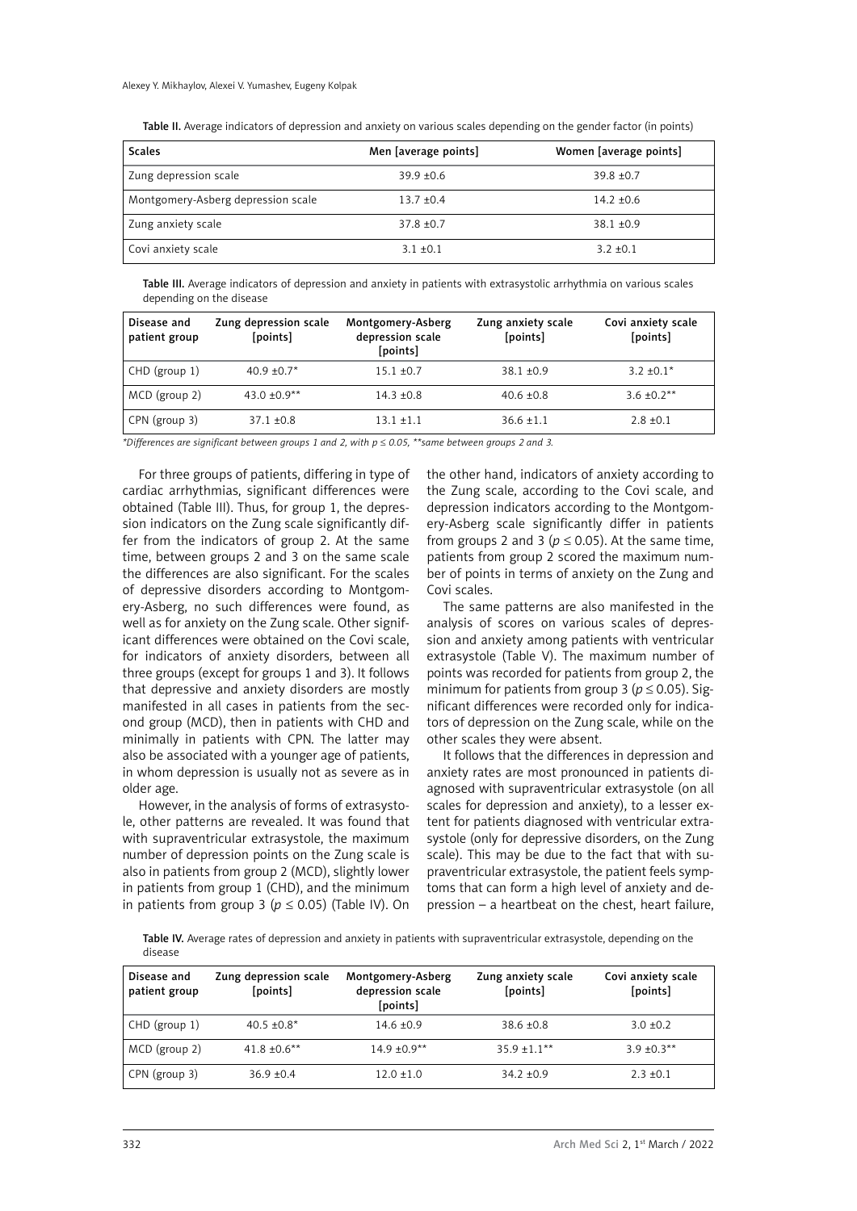Table II. Average indicators of depression and anxiety on various scales depending on the gender factor (in points)

| Scales | Men [average points] | Women [average points] |
|---|---|---|
| Zung depression scale | 39.9 ±0.6 | 39.8 ±0.7 |
| Montgomery-Asberg depression scale | 13.7 ±0.4 | 14.2 ±0.6 |
| Zung anxiety scale | 37.8 ±0.7 | 38.1 ±0.9 |
| Covi anxiety scale | 3.1 ±0.1 | 3.2 ±0.1 |

Table III. Average indicators of depression and anxiety in patients with extrasystolic arrhythmia on various scales depending on the disease

| Disease and patient group | Zung depression scale [points] | Montgomery-Asberg depression scale [points] | Zung anxiety scale [points] | Covi anxiety scale [points] |
|---|---|---|---|---|
| CHD (group 1) | 40.9 ±0.7* | 15.1 ±0.7 | 38.1 ±0.9 | 3.2 ±0.1* |
| MCD (group 2) | 43.0 ±0.9** | 14.3 ±0.8 | 40.6 ±0.8 | 3.6 ±0.2** |
| CPN (group 3) | 37.1 ±0.8 | 13.1 ±1.1 | 36.6 ±1.1 | 2.8 ±0.1 |

*\*Differences are significant between groups 1 and 2, with $p \leq 0.05$, \*\*same between groups 2 and 3.*

For three groups of patients, differing in type of cardiac arrhythmias, significant differences were obtained (Table III). Thus, for group 1, the depression indicators on the Zung scale significantly differ from the indicators of group 2. At the same time, between groups 2 and 3 on the same scale the differences are also significant. For the scales of depressive disorders according to Montgomery-Asberg, no such differences were found, as well as for anxiety on the Zung scale. Other significant differences were obtained on the Covi scale, for indicators of anxiety disorders, between all three groups (except for groups 1 and 3). It follows that depressive and anxiety disorders are mostly manifested in all cases in patients from the second group (MCD), then in patients with CHD and minimally in patients with CPN. The latter may also be associated with a younger age of patients, in whom depression is usually not as severe as in older age.

However, in the analysis of forms of extrasystole, other patterns are revealed. It was found that with supraventricular extrasystole, the maximum number of depression points on the Zung scale is also in patients from group 2 (MCD), slightly lower in patients from group 1 (CHD), and the minimum in patients from group 3 ($p \leq 0.05$) (Table IV). On the other hand, indicators of anxiety according to the Zung scale, according to the Covi scale, and depression indicators according to the Montgomery-Asberg scale significantly differ in patients from groups 2 and 3 ($p \leq 0.05$). At the same time, patients from group 2 scored the maximum number of points in terms of anxiety on the Zung and Covi scales.

The same patterns are also manifested in the analysis of scores on various scales of depression and anxiety among patients with ventricular extrasystole (Table V). The maximum number of points was recorded for patients from group 2, the minimum for patients from group 3 ($p \leq 0.05$). Significant differences were recorded only for indicators of depression on the Zung scale, while on the other scales they were absent.

It follows that the differences in depression and anxiety rates are most pronounced in patients diagnosed with supraventricular extrasystole (on all scales for depression and anxiety), to a lesser extent for patients diagnosed with ventricular extrasystole (only for depressive disorders, on the Zung scale). This may be due to the fact that with supraventricular extrasystole, the patient feels symptoms that can form a high level of anxiety and depression – a heartbeat on the chest, heart failure,

Table IV. Average rates of depression and anxiety in patients with supraventricular extrasystole, depending on the disease

| Disease and patient group | Zung depression scale [points] | Montgomery-Asberg depression scale [points] | Zung anxiety scale [points] | Covi anxiety scale [points] |
|---|---|---|---|---|
| CHD (group 1) | 40.5 ±0.8* | 14.6 ±0.9 | 38.6 ±0.8 | 3.0 ±0.2 |
| MCD (group 2) | 41.8 ±0.6** | 14.9 ±0.9** | 35.9 ±1.1** | 3.9 ±0.3** |
| CPN (group 3) | 36.9 ±0.4 | 12.0 ±1.0 | 34.2 ±0.9 | 2.3 ±0.1 |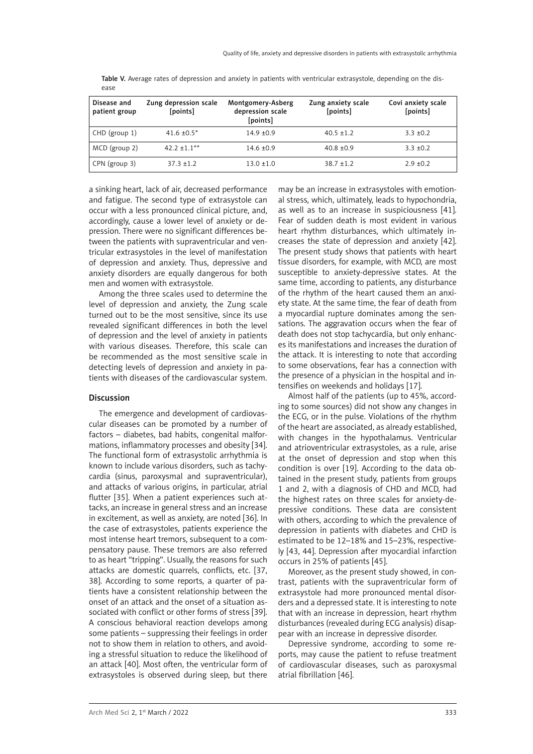Table V. Average rates of depression and anxiety in patients with ventricular extrasystole, depending on the disease

| Disease and patient group | Zung depression scale [points] | Montgomery-Asberg depression scale [points] | Zung anxiety scale [points] | Covi anxiety scale [points] |
|---|---|---|---|---|
| CHD (group 1) | 41.6 ±0.5* | 14.9 ±0.9 | 40.5 ±1.2 | 3.3 ±0.2 |
| MCD (group 2) | 42.2 ±1.1** | 14.6 ±0.9 | 40.8 ±0.9 | 3.3 ±0.2 |
| CPN (group 3) | 37.3 ±1.2 | 13.0 ±1.0 | 38.7 ±1.2 | 2.9 ±0.2 |

a sinking heart, lack of air, decreased performance and fatigue. The second type of extrasystole can occur with a less pronounced clinical picture, and, accordingly, cause a lower level of anxiety or depression. There were no significant differences between the patients with supraventricular and ventricular extrasystoles in the level of manifestation of depression and anxiety. Thus, depressive and anxiety disorders are equally dangerous for both men and women with extrasystole.

Among the three scales used to determine the level of depression and anxiety, the Zung scale turned out to be the most sensitive, since its use revealed significant differences in both the level of depression and the level of anxiety in patients with various diseases. Therefore, this scale can be recommended as the most sensitive scale in detecting levels of depression and anxiety in patients with diseases of the cardiovascular system.

## Discussion

The emergence and development of cardiovascular diseases can be promoted by a number of factors – diabetes, bad habits, congenital malformations, inflammatory processes and obesity [34]. The functional form of extrasystolic arrhythmia is known to include various disorders, such as tachycardia (sinus, paroxysmal and supraventricular), and attacks of various origins, in particular, atrial flutter [35]. When a patient experiences such attacks, an increase in general stress and an increase in excitement, as well as anxiety, are noted [36]. In the case of extrasystoles, patients experience the most intense heart tremors, subsequent to a compensatory pause. These tremors are also referred to as heart "tripping". Usually, the reasons for such attacks are domestic quarrels, conflicts, etc. [37, 38]. According to some reports, a quarter of patients have a consistent relationship between the onset of an attack and the onset of a situation associated with conflict or other forms of stress [39]. A conscious behavioral reaction develops among some patients – suppressing their feelings in order not to show them in relation to others, and avoiding a stressful situation to reduce the likelihood of an attack [40]. Most often, the ventricular form of extrasystoles is observed during sleep, but there may be an increase in extrasystoles with emotional stress, which, ultimately, leads to hypochondria, as well as to an increase in suspiciousness [41]. Fear of sudden death is most evident in various heart rhythm disturbances, which ultimately increases the state of depression and anxiety [42]. The present study shows that patients with heart tissue disorders, for example, with MCD, are most susceptible to anxiety-depressive states. At the same time, according to patients, any disturbance of the rhythm of the heart caused them an anxiety state. At the same time, the fear of death from a myocardial rupture dominates among the sensations. The aggravation occurs when the fear of death does not stop tachycardia, but only enhances its manifestations and increases the duration of the attack. It is interesting to note that according to some observations, fear has a connection with the presence of a physician in the hospital and intensifies on weekends and holidays [17].

Almost half of the patients (up to 45%, according to some sources) did not show any changes in the ECG, or in the pulse. Violations of the rhythm of the heart are associated, as already established, with changes in the hypothalamus. Ventricular and atrioventricular extrasystoles, as a rule, arise at the onset of depression and stop when this condition is over [19]. According to the data obtained in the present study, patients from groups 1 and 2, with a diagnosis of CHD and MCD, had the highest rates on three scales for anxiety-depressive conditions. These data are consistent with others, according to which the prevalence of depression in patients with diabetes and CHD is estimated to be 12–18% and 15–23%, respectively [43, 44]. Depression after myocardial infarction occurs in 25% of patients [45].

Moreover, as the present study showed, in contrast, patients with the supraventricular form of extrasystole had more pronounced mental disorders and a depressed state. It is interesting to note that with an increase in depression, heart rhythm disturbances (revealed during ECG analysis) disappear with an increase in depressive disorder.

Depressive syndrome, according to some reports, may cause the patient to refuse treatment of cardiovascular diseases, such as paroxysmal atrial fibrillation [46].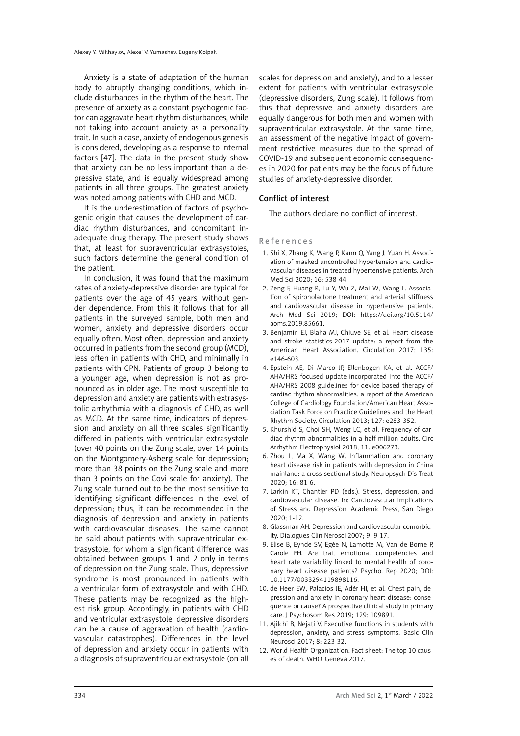Anxiety is a state of adaptation of the human body to abruptly changing conditions, which include disturbances in the rhythm of the heart. The presence of anxiety as a constant psychogenic factor can aggravate heart rhythm disturbances, while not taking into account anxiety as a personality trait. In such a case, anxiety of endogenous genesis is considered, developing as a response to internal factors [47]. The data in the present study show that anxiety can be no less important than a depressive state, and is equally widespread among patients in all three groups. The greatest anxiety was noted among patients with CHD and MCD.

It is the underestimation of factors of psychogenic origin that causes the development of cardiac rhythm disturbances, and concomitant inadequate drug therapy. The present study shows that, at least for supraventricular extrasystoles, such factors determine the general condition of the patient.

In conclusion, it was found that the maximum rates of anxiety-depressive disorder are typical for patients over the age of 45 years, without gender dependence. From this it follows that for all patients in the surveyed sample, both men and women, anxiety and depressive disorders occur equally often. Most often, depression and anxiety occurred in patients from the second group (MCD), less often in patients with CHD, and minimally in patients with CPN. Patients of group 3 belong to a younger age, when depression is not as pronounced as in older age. The most susceptible to depression and anxiety are patients with extrasystolic arrhythmia with a diagnosis of CHD, as well as MCD. At the same time, indicators of depression and anxiety on all three scales significantly differed in patients with ventricular extrasystole (over 40 points on the Zung scale, over 14 points on the Montgomery-Asberg scale for depression; more than 38 points on the Zung scale and more than 3 points on the Covi scale for anxiety). The Zung scale turned out to be the most sensitive to identifying significant differences in the level of depression; thus, it can be recommended in the diagnosis of depression and anxiety in patients with cardiovascular diseases. The same cannot be said about patients with supraventricular extrasystole, for whom a significant difference was obtained between groups 1 and 2 only in terms of depression on the Zung scale. Thus, depressive syndrome is most pronounced in patients with a ventricular form of extrasystole and with CHD. These patients may be recognized as the highest risk group. Accordingly, in patients with CHD and ventricular extrasystole, depressive disorders can be a cause of aggravation of health (cardiovascular catastrophes). Differences in the level of depression and anxiety occur in patients with a diagnosis of supraventricular extrasystole (on all scales for depression and anxiety), and to a lesser extent for patients with ventricular extrasystole (depressive disorders, Zung scale). It follows from this that depressive and anxiety disorders are equally dangerous for both men and women with supraventricular extrasystole. At the same time, an assessment of the negative impact of government restrictive measures due to the spread of COVID-19 and subsequent economic consequences in 2020 for patients may be the focus of future studies of anxiety-depressive disorder.

## Conflict of interest

The authors declare no conflict of interest.

## References

1. Shi X, Zhang K, Wang P, Kann Q, Yang J, Yuan H. Association of masked uncontrolled hypertension and cardiovascular diseases in treated hypertensive patients. Arch Med Sci 2020; 16: 538-44.
2. Zeng F, Huang R, Lu Y, Wu Z, Mai W, Wang L. Association of spironolactone treatment and arterial stiffness and cardiovascular disease in hypertensive patients. Arch Med Sci 2019; DOI: https://doi.org/10.5114/aoms.2019.85661.
3. Benjamin EJ, Blaha MJ, Chiuve SE, et al. Heart disease and stroke statistics-2017 update: a report from the American Heart Association. Circulation 2017; 135: e146-603.
4. Epstein AE, Di Marco JP, Ellenbogen KA, et al. ACCF/AHA/HRS focused update incorporated into the ACCF/AHA/HRS 2008 guidelines for device-based therapy of cardiac rhythm abnormalities: a report of the American College of Cardiology Foundation/American Heart Association Task Force on Practice Guidelines and the Heart Rhythm Society. Circulation 2013; 127: e283-352.
5. Khurshid S, Choi SH, Weng LC, et al. Frequency of cardiac rhythm abnormalities in a half million adults. Circ Arrhythm Electrophysiol 2018; 11: e006273.
6. Zhou L, Ma X, Wang W. Inflammation and coronary heart disease risk in patients with depression in China mainland: a cross-sectional study. Neuropsych Dis Treat 2020; 16: 81-6.
7. Larkin KT, Chantler PD (eds.). Stress, depression, and cardiovascular disease. In: Cardiovascular Implications of Stress and Depression. Academic Press, San Diego 2020; 1-12.
8. Glassman AH. Depression and cardiovascular comorbidity. Dialogues Clin Nerosci 2007; 9: 9-17.
9. Elise B, Eynde SV, Egée N, Lamotte M, Van de Borne P, Carole FH. Are trait emotional competencies and heart rate variability linked to mental health of coronary heart disease patients? Psychol Rep 2020; DOI: 10.1177/0033294119898116.
10. de Heer EW, Palacios JE, Adèr HJ, et al. Chest pain, depression and anxiety in coronary heart disease: consequence or cause? A prospective clinical study in primary care. J Psychosom Res 2019; 129: 109891.
11. Ajilchi B, Nejati V. Executive functions in students with depression, anxiety, and stress symptoms. Basic Clin Neurosci 2017; 8: 223-32.
12. World Health Organization. Fact sheet: The top 10 causes of death. WHO, Geneva 2017.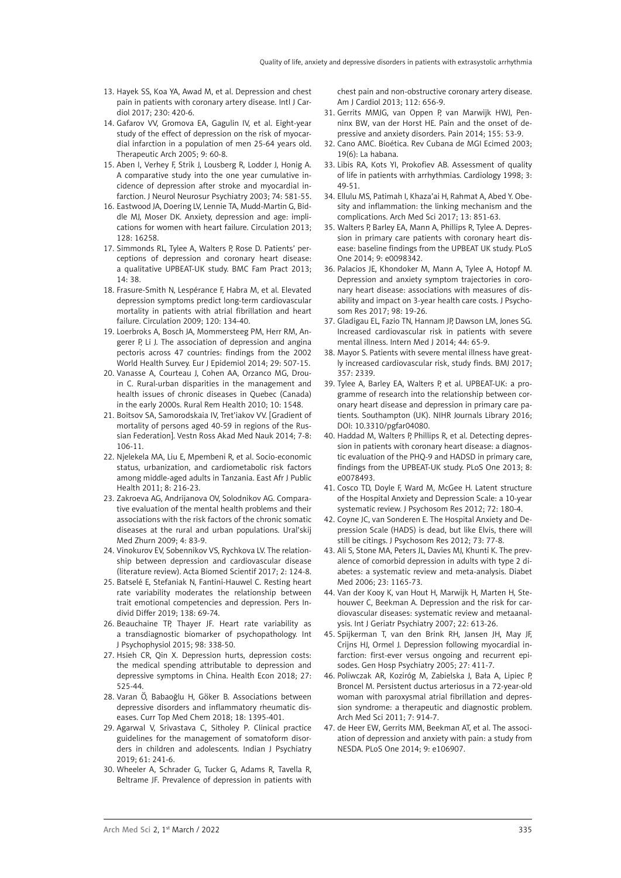13. Hayek SS, Koa YA, Awad M, et al. Depression and chest pain in patients with coronary artery disease. Intl J Cardiol 2017; 230: 420-6.
14. Gafarov VV, Gromova EA, Gagulin IV, et al. Eight-year study of the effect of depression on the risk of myocardial infarction in a population of men 25-64 years old. Therapeutic Arch 2005; 9: 60-8.
15. Aben I, Verhey F, Strik J, Lousberg R, Lodder J, Honig A. A comparative study into the one year cumulative incidence of depression after stroke and myocardial infarction. J Neurol Neurosur Psychiatry 2003; 74: 581-55.
16. Eastwood JA, Doering LV, Lennie TA, Mudd-Martin G, Biddle MJ, Moser DK. Anxiety, depression and age: implications for women with heart failure. Circulation 2013; 128: 16258.
17. Simmonds RL, Tylee A, Walters P, Rose D. Patients' perceptions of depression and coronary heart disease: a qualitative UPBEAT-UK study. BMC Fam Pract 2013; 14: 38.
18. Frasure-Smith N, Lespérance F, Habra M, et al. Elevated depression symptoms predict long-term cardiovascular mortality in patients with atrial fibrillation and heart failure. Circulation 2009; 120: 134-40.
19. Loerbroks A, Bosch JA, Mommersteeg PM, Herr RM, Angerer P, Li J. The association of depression and angina pectoris across 47 countries: findings from the 2002 World Health Survey. Eur J Epidemiol 2014; 29: 507-15.
20. Vanasse A, Courteau J, Cohen AA, Orzanco MG, Drouin C. Rural-urban disparities in the management and health issues of chronic diseases in Quebec (Canada) in the early 2000s. Rural Rem Health 2010; 10: 1548.
21. Boitsov SA, Samorodskaia IV, Tret'iakov VV. [Gradient of mortality of persons aged 40-59 in regions of the Russian Federation]. Vestn Ross Akad Med Nauk 2014; 7-8: 106-11.
22. Njelekela MA, Liu E, Mpembeni R, et al. Socio-economic status, urbanization, and cardiometabolic risk factors among middle-aged adults in Tanzania. East Afr J Public Health 2011; 8: 216-23.
23. Zakroeva AG, Andrijanova OV, Solodnikov AG. Comparative evaluation of the mental health problems and their associations with the risk factors of the chronic somatic diseases at the rural and urban populations. Ural'skij Med Zhurn 2009; 4: 83-9.
24. Vinokurov EV, Sobennikov VS, Rychkova LV. The relationship between depression and cardiovascular disease (literature review). Acta Biomed Scientif 2017; 2: 124-8.
25. Batselé E, Stefaniak N, Fantini-Hauwel C. Resting heart rate variability moderates the relationship between trait emotional competencies and depression. Pers Individ Differ 2019; 138: 69-74.
26. Beauchaine TP, Thayer JF. Heart rate variability as a transdiagnostic biomarker of psychopathology. Int J Psychophysiol 2015; 98: 338-50.
27. Hsieh CR, Qin X. Depression hurts, depression costs: the medical spending attributable to depression and depressive symptoms in China. Health Econ 2018; 27: 525-44.
28. Varan Ö, Babaoğlu H, Göker B. Associations between depressive disorders and inflammatory rheumatic diseases. Curr Top Med Chem 2018; 18: 1395-401.
29. Agarwal V, Srivastava C, Sitholey P. Clinical practice guidelines for the management of somatoform disorders in children and adolescents. Indian J Psychiatry 2019; 61: 241-6.
30. Wheeler A, Schrader G, Tucker G, Adams R, Tavella R, Beltrame JF. Prevalence of depression in patients with chest pain and non-obstructive coronary artery disease. Am J Cardiol 2013; 112: 656-9.
31. Gerrits MMJG, van Oppen P, van Marwijk HWJ, Penninx BW, van der Horst HE. Pain and the onset of depressive and anxiety disorders. Pain 2014; 155: 53-9.
32. Cano AMC. Bioética. Rev Cubana de MGI Ecimed 2003; 19(6): La habana.
33. Libis RA, Kots YI, Prokofiev AB. Assessment of quality of life in patients with arrhythmias. Cardiology 1998; 3: 49-51.
34. Ellulu MS, Patimah I, Khaza'ai H, Rahmat A, Abed Y. Obesity and inflammation: the linking mechanism and the complications. Arch Med Sci 2017; 13: 851-63.
35. Walters P, Barley EA, Mann A, Phillips R, Tylee A. Depression in primary care patients with coronary heart disease: baseline findings from the UPBEAT UK study. PLoS One 2014; 9: e0098342.
36. Palacios JE, Khondoker M, Mann A, Tylee A, Hotopf M. Depression and anxiety symptom trajectories in coronary heart disease: associations with measures of disability and impact on 3-year health care costs. J Psychosom Res 2017; 98: 19-26.
37. Gladigau EL, Fazio TN, Hannam JP, Dawson LM, Jones SG. Increased cardiovascular risk in patients with severe mental illness. Intern Med J 2014; 44: 65-9.
38. Mayor S. Patients with severe mental illness have greatly increased cardiovascular risk, study finds. BMJ 2017; 357: 2339.
39. Tylee A, Barley EA, Walters P, et al. UPBEAT-UK: a programme of research into the relationship between coronary heart disease and depression in primary care patients. Southampton (UK). NIHR Journals Library 2016; DOI: 10.3310/pgfar04080.
40. Haddad M, Walters P, Phillips R, et al. Detecting depression in patients with coronary heart disease: a diagnostic evaluation of the PHQ-9 and HADSD in primary care, findings from the UPBEAT-UK study. PLoS One 2013; 8: e0078493.
41. Cosco TD, Doyle F, Ward M, McGee H. Latent structure of the Hospital Anxiety and Depression Scale: a 10-year systematic review. J Psychosom Res 2012; 72: 180-4.
42. Coyne JC, van Sonderen E. The Hospital Anxiety and Depression Scale (HADS) is dead, but like Elvis, there will still be citings. J Psychosom Res 2012; 73: 77-8.
43. Ali S, Stone MA, Peters JL, Davies MJ, Khunti K. The prevalence of comorbid depression in adults with type 2 diabetes: a systematic review and meta-analysis. Diabet Med 2006; 23: 1165-73.
44. Van der Kooy K, van Hout H, Marwijk H, Marten H, Stehouwer C, Beekman A. Depression and the risk for cardiovascular diseases: systematic review and metaanalysis. Int J Geriatr Psychiatry 2007; 22: 613-26.
45. Spijkerman T, van den Brink RH, Jansen JH, May JF, Crijns HJ, Ormel J. Depression following myocardial infarction: first-ever versus ongoing and recurrent episodes. Gen Hosp Psychiatry 2005; 27: 411-7.
46. Poliwczak AR, Koziróg M, Zabielska J, Bała A, Lipiec P, Broncel M. Persistent ductus arteriosus in a 72-year-old woman with paroxysmal atrial fibrillation and depression syndrome: a therapeutic and diagnostic problem. Arch Med Sci 2011; 7: 914-7.
47. de Heer EW, Gerrits MM, Beekman AT, et al. The association of depression and anxiety with pain: a study from NESDA. PLoS One 2014; 9: e106907.